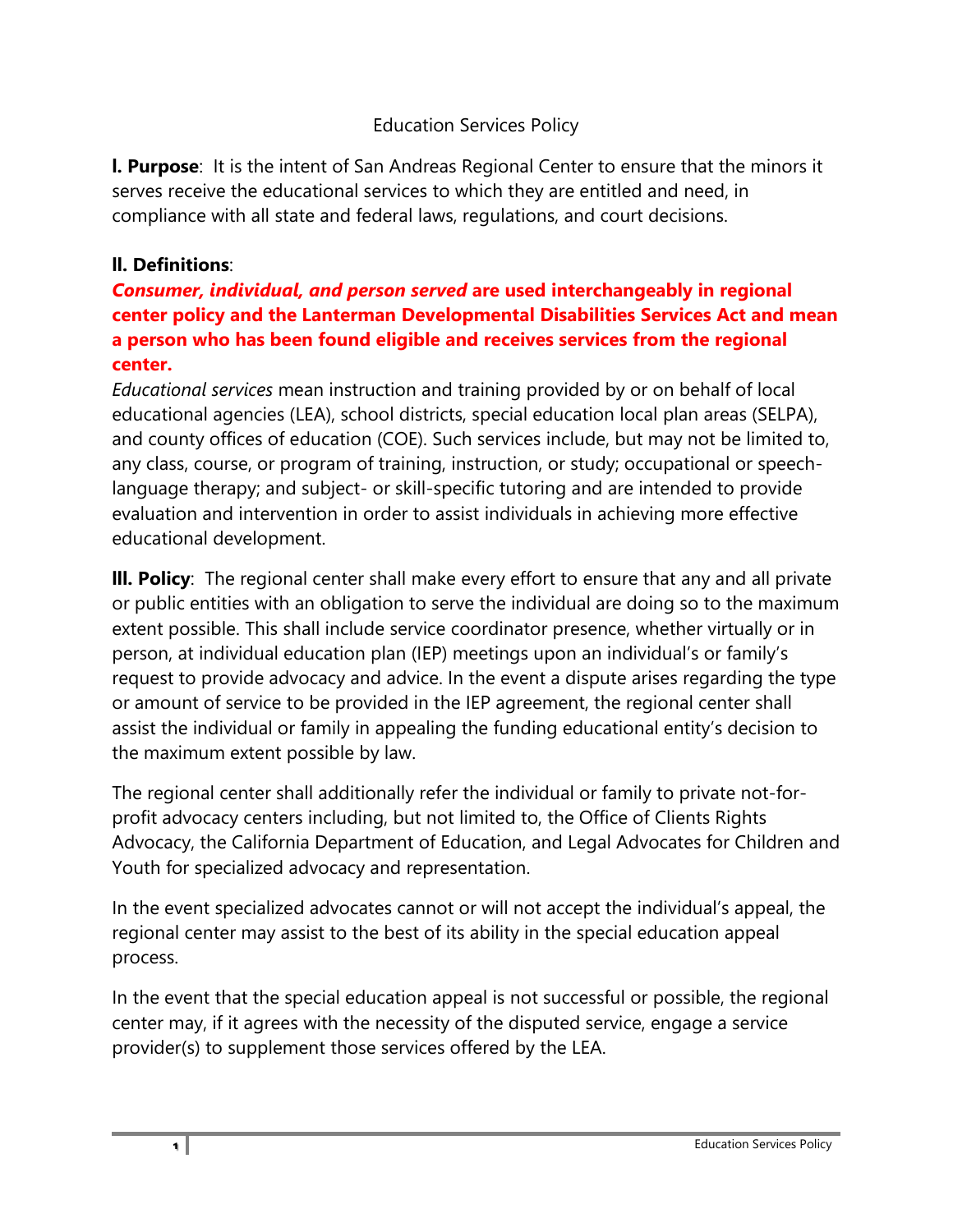# Education Services Policy

**I. Purpose**: It is the intent of San Andreas Regional Center to ensure that the minors it serves receive the educational services to which they are entitled and need, in compliance with all state and federal laws, regulations, and court decisions.

**II. Definitions**:

***Consumer, individual, and person served*** **are used interchangeably in regional center policy and the Lanterman Developmental Disabilities Services Act and mean a person who has been found eligible and receives services from the regional center.**

*Educational services* mean instruction and training provided by or on behalf of local educational agencies (LEA), school districts, special education local plan areas (SELPA), and county offices of education (COE). Such services include, but may not be limited to, any class, course, or program of training, instruction, or study; occupational or speech-language therapy; and subject- or skill-specific tutoring and are intended to provide evaluation and intervention in order to assist individuals in achieving more effective educational development.

**III. Policy**: The regional center shall make every effort to ensure that any and all private or public entities with an obligation to serve the individual are doing so to the maximum extent possible. This shall include service coordinator presence, whether virtually or in person, at individual education plan (IEP) meetings upon an individual's or family's request to provide advocacy and advice. In the event a dispute arises regarding the type or amount of service to be provided in the IEP agreement, the regional center shall assist the individual or family in appealing the funding educational entity's decision to the maximum extent possible by law.

The regional center shall additionally refer the individual or family to private not-for-profit advocacy centers including, but not limited to, the Office of Clients Rights Advocacy, the California Department of Education, and Legal Advocates for Children and Youth for specialized advocacy and representation.

In the event specialized advocates cannot or will not accept the individual's appeal, the regional center may assist to the best of its ability in the special education appeal process.

In the event that the special education appeal is not successful or possible, the regional center may, if it agrees with the necessity of the disputed service, engage a service provider(s) to supplement those services offered by the LEA.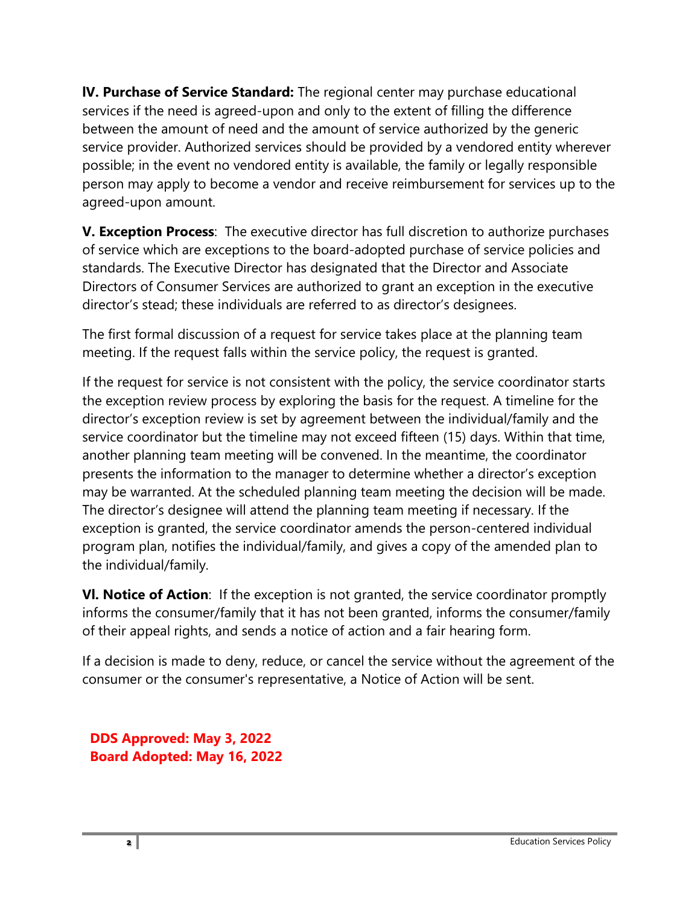**IV. Purchase of Service Standard:** The regional center may purchase educational services if the need is agreed-upon and only to the extent of filling the difference between the amount of need and the amount of service authorized by the generic service provider. Authorized services should be provided by a vendored entity wherever possible; in the event no vendored entity is available, the family or legally responsible person may apply to become a vendor and receive reimbursement for services up to the agreed-upon amount.

**V. Exception Process**: The executive director has full discretion to authorize purchases of service which are exceptions to the board-adopted purchase of service policies and standards. The Executive Director has designated that the Director and Associate Directors of Consumer Services are authorized to grant an exception in the executive director's stead; these individuals are referred to as director's designees.

The first formal discussion of a request for service takes place at the planning team meeting. If the request falls within the service policy, the request is granted.

If the request for service is not consistent with the policy, the service coordinator starts the exception review process by exploring the basis for the request. A timeline for the director's exception review is set by agreement between the individual/family and the service coordinator but the timeline may not exceed fifteen (15) days. Within that time, another planning team meeting will be convened. In the meantime, the coordinator presents the information to the manager to determine whether a director's exception may be warranted. At the scheduled planning team meeting the decision will be made. The director's designee will attend the planning team meeting if necessary. If the exception is granted, the service coordinator amends the person-centered individual program plan, notifies the individual/family, and gives a copy of the amended plan to the individual/family.

**VI. Notice of Action**: If the exception is not granted, the service coordinator promptly informs the consumer/family that it has not been granted, informs the consumer/family of their appeal rights, and sends a notice of action and a fair hearing form.

If a decision is made to deny, reduce, or cancel the service without the agreement of the consumer or the consumer's representative, a Notice of Action will be sent.

**DDS Approved: May 3, 2022**
**Board Adopted: May 16, 2022**